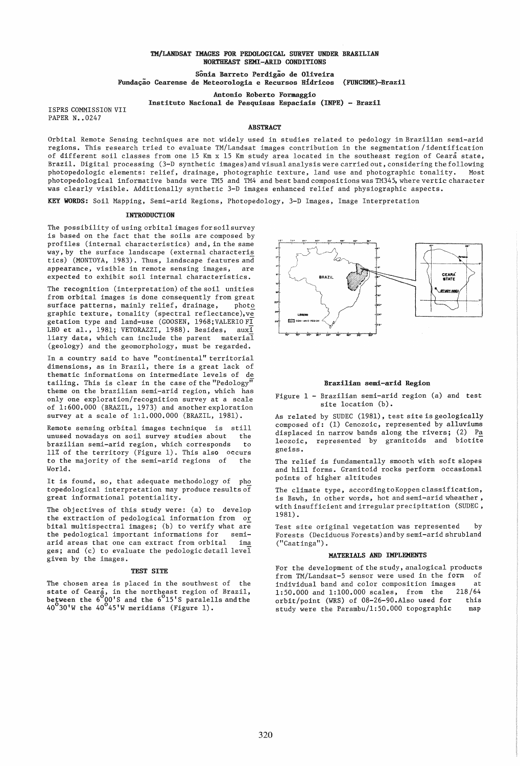# TM/LANDSAT IMAGES FOR PEDOLOGICAL SURVEY UNDER BRAZILIAN NORTHEAST SEMI-ARID CONDITIONS

**Sônia Barreto Perdigão de Oliveira**
**Fundação Cearense de Meteorologia e Recursos Hídricos (FUNCEME)-Brazil**

**Antonio Roberto Formaggio**
**Instituto Nacional de Pesquisas Espaciais (INPE) - Brazil**

ISPRS COMMISSION VII
PAPER N..0247

## ABSTRACT

Orbital Remote Sensing techniques are not widely used in studies related to pedology in Brazilian semi-arid regions. This research tried to evaluate TM/Landsat images contribution in the segmentation / identification of different soil classes from one 15 Km x 15 Km study area located in the southeast region of Ceará state, Brazil. Digital processing (3-D synthetic images) and visual analysis were carried out, considering the following photopedologic elements: relief, drainage, photographic texture, land use and photographic tonality. Most photopedological informative bands were TM5 and TM4 and best band compositions was TM345, where vertic character was clearly visible. Additionally synthetic 3-D images enhanced relief and physiographic aspects.

**KEY WORDS:** Soil Mapping, Semi-arid Regions, Photopedology, 3-D Images, Image Interpretation

## INTRODUCTION

The possibility of using orbital images for soil survey is based on the fact that the soils are composed by profiles (internal characteristics) and, in the same way, by the surface landscape (external characteristics) (MONTOYA, 1983). Thus, landscape features and appearance, visible in remote sensing images, are expected to exhibit soil internal characteristics.

The recognition (interpretation) of the soil unities from orbital images is done consequently from great surface patterns, mainly relief, drainage, photographic texture, tonality (spectral reflectance), vegetation type and land-use (GOOSEN, 1968; VALERIO FILHO et al., 1981; VETORAZZI, 1988). Besides, auxiliary data, which can include the parent material (geology) and the geomorphology, must be regarded.

In a country said to have "continental" territorial dimensions, as in Brazil, there is a great lack of thematic informations on intermediate levels of detailing. This is clear in the case of the "Pedology" theme on the brazilian semi-arid region, which has only one exploration/recognition survey at a scale of 1:600.000 (BRAZIL, 1973) and another exploration survey at a scale of 1:1.000.000 (BRAZIL, 1981).

Remote sensing orbital images technique is still unused nowadays on soil survey studies about the brazilian semi-arid region, which corresponds to 11% of the territory (Figure 1). This also occurs to the majority of the semi-arid regions of the World.

It is found, so, that adequate methodology of photopedological interpretation may produce results of great informational potentiality.

The objectives of this study were: (a) to develop the extraction of pedological information from orbital multispectral images; (b) to verify what are the pedological important informations for semi-arid areas that one can extract from orbital images; and (c) to evaluate the pedologic detail level given by the images.

## TEST SITE

The chosen area is placed in the southwest of the state of Ceará, in the northeast region of Brazil, between the 6°00'S and the 6°15'S paralells and the 40°30'W the 40°45'W meridians (Figure 1).

**Brazilian semi-arid Region**

Figure 1 - Brazilian semi-arid region (a) and test site location (b).

As related by SUDEC (1981), test site is geologically composed of: (1) Cenozoic, represented by alluviums displaced in narrow bands along the rivers; (2) Paleozoic, represented by granitoids and biotite gneiss.

The relief is fundamentally smooth with soft slopes and hill forms. Granitoid rocks perform occasional points of higher altitudes

The climate type, according to Koppen classification, is Bswh, in other words, hot and semi-arid wheather, with insufficient and irregular precipitation (SUDEC, 1981).

Test site original vegetation was represented by Forests (Deciduous Forests) and by semi-arid shrubland ("Caatinga").

## MATERIALS AND IMPLEMENTS

For the development of the study, analogical products from TM/Landsat-5 sensor were used in the form of individual band and color composition images at 1:50.000 and 1:100.000 scales, from the 218/64 orbit/point (WRS) of 08-26-90. Also used for this study were the Parambu/1:50.000 topographic map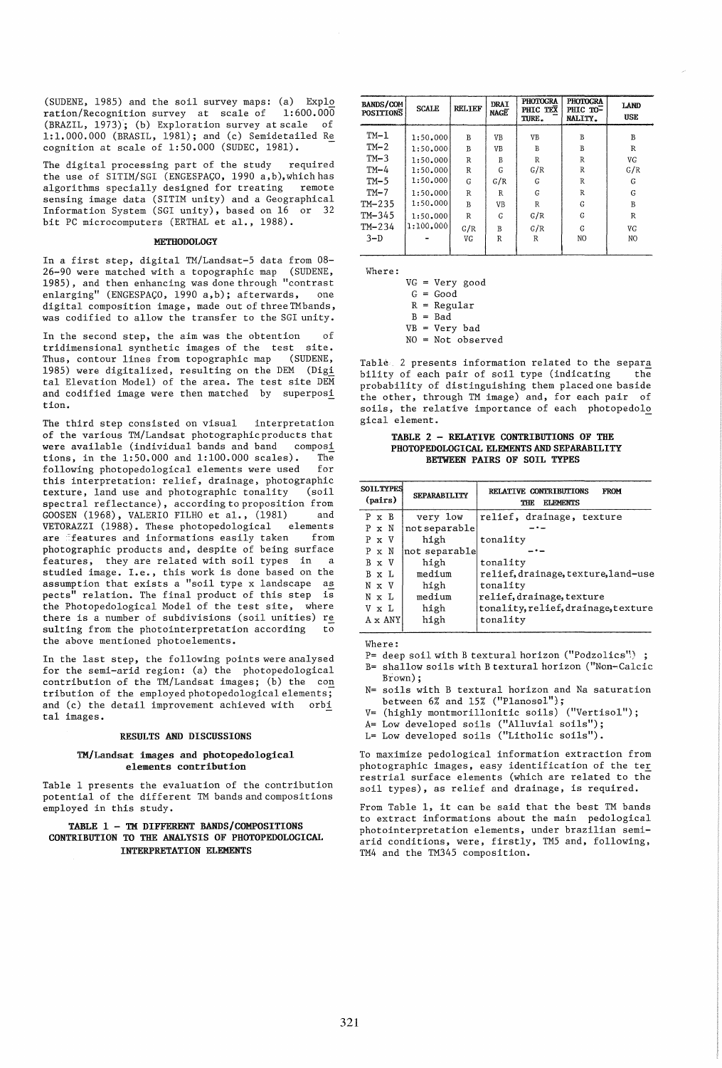(SUDENE, 1985) and the soil survey maps: (a) Exploration/Recognition survey at scale of 1:600.000 (BRAZIL, 1973); (b) Exploration survey at scale of 1:1.000.000 (BRASIL, 1981); and (c) Semidetailed Recognition at scale of 1:50.000 (SUDEC, 1981).

The digital processing part of the study required the use of SITIM/SGI (ENGESPAÇO, 1990 a,b), which has algorithms specially designed for treating remote sensing image data (SITIM unity) and a Geographical Information System (SGI unity), based on 16 or 32 bit PC microcomputers (ERTHAL et al., 1988).

## METHODOLOGY

In a first step, digital TM/Landsat-5 data from 08-26-90 were matched with a topographic map (SUDENE, 1985), and then enhancing was done through "contrast enlarging" (ENGESPAÇO, 1990 a,b); afterwards, one digital composition image, made out of three TM bands, was codified to allow the transfer to the SGI unity.

In the second step, the aim was the obtention of tridimensional synthetic images of the test site. Thus, contour lines from topographic map (SUDENE, 1985) were digitalized, resulting on the DEM (Digital Elevation Model) of the area. The test site DEM and codified image were then matched by superposition.

The third step consisted on visual interpretation of the various TM/Landsat photographic products that were available (individual bands and band compositions, in the 1:50.000 and 1:100.000 scales). The following photopedological elements were used for this interpretation: relief, drainage, photographic texture, land use and photographic tonality (soil spectral reflectance), according to proposition from GOOSEN (1968), VALERIO FILHO et al., (1981) and VETORAZZI (1988). These photopedological elements are features and informations easily taken from photographic products and, despite of being surface features, they are related with soil types in a studied image. I.e., this work is done based on the assumption that exists a "soil type x landscape aspects" relation. The final product of this step is the Photopedological Model of the test site, where there is a number of subdivisions (soil unities) resulting from the photointerpretation according to the above mentioned photoelements.

In the last step, the following points were analysed for the semi-arid region: (a) the photopedological contribution of the TM/Landsat images; (b) the contribution of the employed photopedological elements; and (c) the detail improvement achieved with orbital images.

## RESULTS AND DISCUSSIONS

### TM/Landsat images and photopedological elements contribution

Table 1 presents the evaluation of the contribution potential of the different TM bands and compositions employed in this study.

**TABLE 1 - TM DIFFERENT BANDS/COMPOSITIONS CONTRIBUTION TO THE ANALYSIS OF PHOTOPEDOLOGICAL INTERPRETATION ELEMENTS**

| BANDS/COMPOSITIONS | SCALE | RELIEF | DRAINAGE | PHOTOGRAPHIC TEXTURE. | PHOTOGRAPHIC TONALITY. | LAND USE |
|---|---|---|---|---|---|---|
| TM-1 | 1:50.000 | B | VB | VB | B | B |
| TM-2 | 1:50.000 | B | VB | B | B | R |
| TM-3 | 1:50.000 | R | B | R | R | VG |
| TM-4 | 1:50.000 | R | G | G/R | R | G/R |
| TM-5 | 1:50.000 | G | G/R | G | R | G |
| TM-7 | 1:50.000 | R | R | G | R | G |
| TM-235 | 1:50.000 | B | VB | R | G | B |
| TM-345 | 1:50.000 | R | G | G/R | G | R |
| TM-234 | 1:100.000 | G/R | B | G/R | G | VG |
| 3-D | - | VG | R | R | NO | NO |

Where:

VG = Very good
G = Good
R = Regular
B = Bad
VB = Very bad
NO = Not observed

Table 2 presents information related to the separability of each pair of soil type (indicating the probability of distinguishing them placed one baside the other, through TM image) and, for each pair of soils, the relative importance of each photopedological element.

**TABLE 2 - RELATIVE CONTRIBUTIONS OF THE PHOTOPEDOLOGICAL ELEMENTS AND SEPARABILITY BETWEEN PAIRS OF SOIL TYPES**

| SOIL TYPES (pairs) | SEPARABILITY | RELATIVE CONTRIBUTIONS FROM THE ELEMENTS |
|---|---|---|
| P x B | very low | relief, drainage, texture |
| P x N | not separable | -.- |
| P x V | high | tonality |
| P x N | not separable | -.- |
| B x V | high | tonality |
| B x L | medium | relief, drainage, texture, land-use |
| N x V | high | tonality |
| N x L | medium | relief, drainage, texture |
| V x L | high | tonality, relief, drainage, texture |
| A x ANY | high | tonality |

Where:

P= deep soil with B textural horizon ("Podzolics");
B= shallow soils with B textural horizon ("Non-Calcic Brown);
N= soils with B textural horizon and Na saturation between 6% and 15% ("Planosol");
V= (highly montmorillonitic soils) ("Vertisol");
A= Low developed soils ("Alluvial soils");
L= Low developed soils ("Litholic soils").

To maximize pedological information extraction from photographic images, easy identification of the terrestrial surface elements (which are related to the soil types), as relief and drainage, is required.

From Table 1, it can be said that the best TM bands to extract informations about the main pedological photointerpretation elements, under brazilian semi-arid conditions, were, firstly, TM5 and, following, TM4 and the TM345 composition.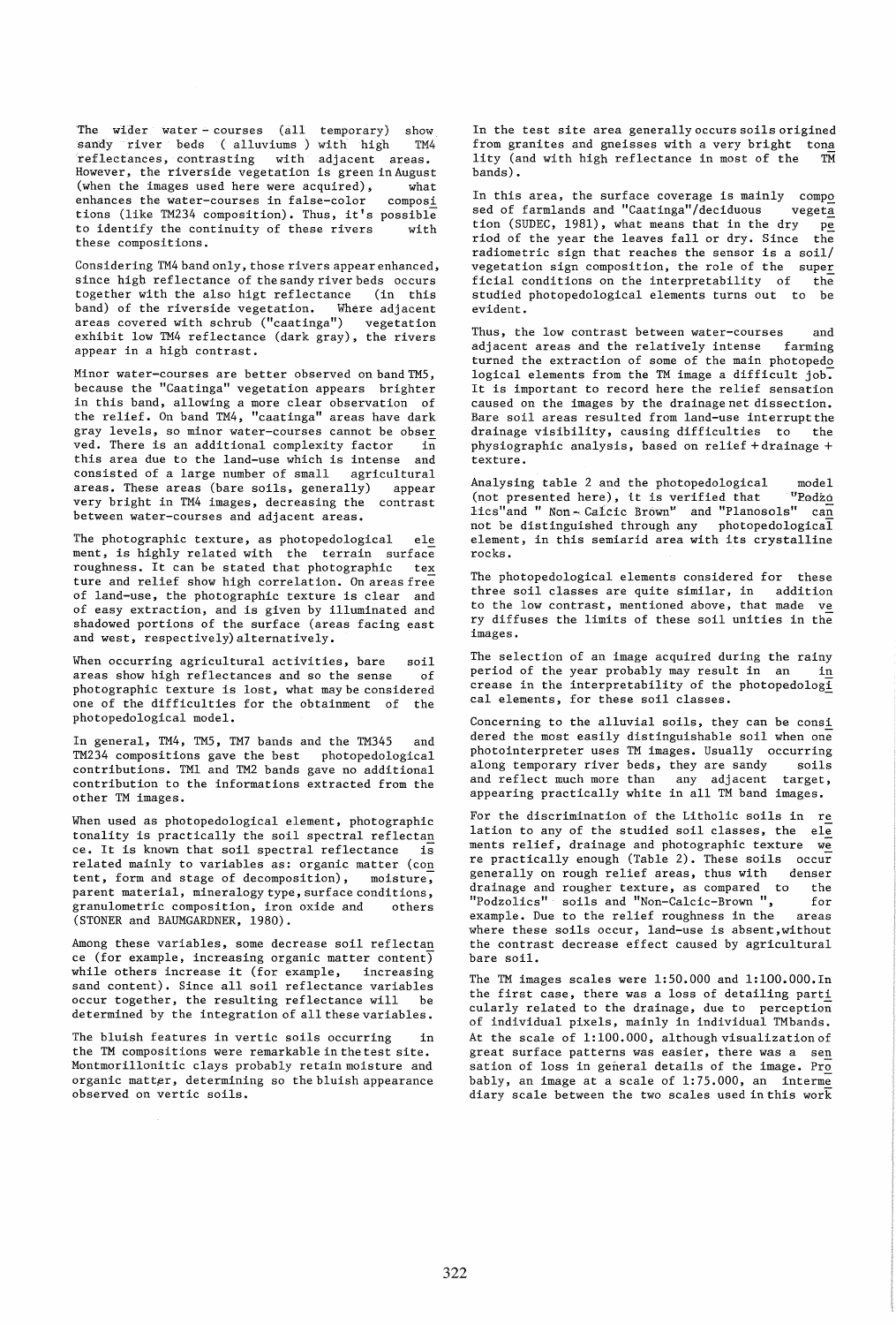The wider water - courses (all temporary) show sandy river beds ( alluviums ) with high TM4 reflectances, contrasting with adjacent areas. However, the riverside vegetation is green in August (when the images used here were acquired), what enhances the water-courses in false-color compositions (like TM234 composition). Thus, it's possible to identify the continuity of these rivers with these compositions.

Considering TM4 band only, those rivers appear enhanced, since high reflectance of the sandy river beds occurs together with the also higt reflectance (in this band) of the riverside vegetation. Where adjacent areas covered with schrub ("caatinga") vegetation exhibit low TM4 reflectance (dark gray), the rivers appear in a high contrast.

Minor water-courses are better observed on band TM5, because the "Caatinga" vegetation appears brighter in this band, allowing a more clear observation of the relief. On band TM4, "caatinga" areas have dark gray levels, so minor water-courses cannot be observed. There is an additional complexity factor in this area due to the land-use which is intense and consisted of a large number of small agricultural areas. These areas (bare soils, generally) appear very bright in TM4 images, decreasing the contrast between water-courses and adjacent areas.

The photographic texture, as photopedological element, is highly related with the terrain surface roughness. It can be stated that photographic texture and relief show high correlation. On areas free of land-use, the photographic texture is clear and of easy extraction, and is given by illuminated and shadowed portions of the surface (areas facing east and west, respectively) alternatively.

When occurring agricultural activities, bare soil areas show high reflectances and so the sense of photographic texture is lost, what may be considered one of the difficulties for the obtainment of the photopedological model.

In general, TM4, TM5, TM7 bands and the TM345 and TM234 compositions gave the best photopedological contributions. TM1 and TM2 bands gave no additional contribution to the informations extracted from the other TM images.

When used as photopedological element, photographic tonality is practically the soil spectral reflectance. It is known that soil spectral reflectance is related mainly to variables as: organic matter (content, form and stage of decomposition), moisture, parent material, mineralogy type, surface conditions, granulometric composition, iron oxide and others (STONER and BAUMGARDNER, 1980).

Among these variables, some decrease soil reflectance (for example, increasing organic matter content) while others increase it (for example, increasing sand content). Since all soil reflectance variables occur together, the resulting reflectance will be determined by the integration of all these variables.

The bluish features in vertic soils occurring in the TM compositions were remarkable in the test site. Montmorillonitic clays probably retain moisture and organic matter, determining so the bluish appearance observed on vertic soils.

In the test site area generally occurs soils origined from granites and gneisses with a very bright tonality (and with high reflectance in most of the TM bands).

In this area, the surface coverage is mainly composed of farmlands and "Caatinga"/deciduous vegetation (SUDEC, 1981), what means that in the dry period of the year the leaves fall or dry. Since the radiometric sign that reaches the sensor is a soil/vegetation sign composition, the role of the superficial conditions on the interpretability of the studied photopedological elements turns out to be evident.

Thus, the low contrast between water-courses and adjacent areas and the relatively intense farming turned the extraction of some of the main photopedological elements from the TM image a difficult job. It is important to record here the relief sensation caused on the images by the drainage net dissection. Bare soil areas resulted from land-use interrupt the drainage visibility, causing difficulties to the physiographic analysis, based on relief + drainage + texture.

Analysing table 2 and the photopedological model (not presented here), it is verified that "Podzolics" and " Non-Calcic Brown" and "Planosols" can not be distinguished through any photopedological element, in this semiarid area with its crystalline rocks.

The photopedological elements considered for these three soil classes are quite similar, in addition to the low contrast, mentioned above, that made very diffuses the limits of these soil unities in the images.

The selection of an image acquired during the rainy period of the year probably may result in an increase in the interpretability of the photopedological elements, for these soil classes.

Concerning to the alluvial soils, they can be considered the most easily distinguishable soil when one photointerpreter uses TM images. Usually occurring along temporary river beds, they are sandy soils and reflect much more than any adjacent target, appearing practically white in all TM band images.

For the discrimination of the Litholic soils in relation to any of the studied soil classes, the elements relief, drainage and photographic texture were practically enough (Table 2). These soils occur generally on rough relief areas, thus with denser drainage and rougher texture, as compared to the "Podzolics" soils and "Non-Calcic-Brown ", for example. Due to the relief roughness in the areas where these soils occur, land-use is absent, without the contrast decrease effect caused by agricultural bare soil.

The TM images scales were 1:50.000 and 1:100.000. In the first case, there was a loss of detailing particularly related to the drainage, due to perception of individual pixels, mainly in individual TM bands. At the scale of 1:100.000, although visualization of great surface patterns was easier, there was a sensation of loss in general details of the image. Probably, an image at a scale of 1:75.000, an intermediary scale between the two scales used in this work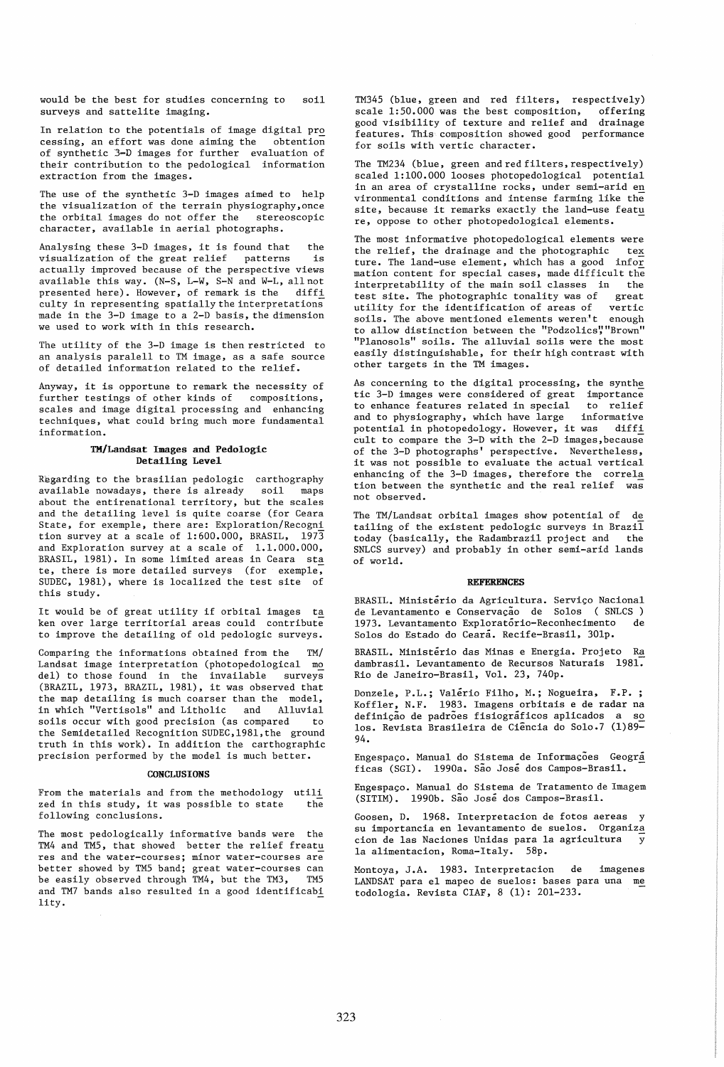would be the best for studies concerning to soil surveys and sattelite imaging.

In relation to the potentials of image digital processing, an effort was done aiming the obtention of synthetic 3-D images for further evaluation of their contribution to the pedological information extraction from the images.

The use of the synthetic 3-D images aimed to help the visualization of the terrain physiography, once the orbital images do not offer the stereoscopic character, available in aerial photographs.

Analysing these 3-D images, it is found that the visualization of the great relief patterns is actually improved because of the perspective views available this way. (N-S, L-W, S-N and W-L, all not presented here). However, of remark is the difficulty in representing spatially the interpretations made in the 3-D image to a 2-D basis, the dimension we used to work with in this research.

The utility of the 3-D image is then restricted to an analysis paralell to TM image, as a safe source of detailed information related to the relief.

Anyway, it is opportune to remark the necessity of further testings of other kinds of compositions, scales and image digital processing and enhancing techniques, what could bring much more fundamental information.

### TM/Landsat Images and Pedologic Detailing Level

Regarding to the brasilian pedologic carthography available nowadays, there is already soil maps about the entirenational territory, but the scales and the detailing level is quite coarse (for Ceara State, for exemple, there are: Exploration/Recognition survey at a scale of 1:600.000, BRASIL, 1973 and Exploration survey at a scale of 1.1.000.000, BRASIL, 1981). In some limited areas in Ceara state, there is more detailed surveys (for exemple, SUDEC, 1981), where is localized the test site of this study.

It would be of great utility if orbital images taken over large territorial areas could contribute to improve the detailing of old pedologic surveys.

Comparing the informations obtained from the TM/Landsat image interpretation (photopedological model) to those found in the invailable surveys (BRAZIL, 1973, BRAZIL, 1981), it was observed that the map detailing is much coarser than the model, in which "Vertisols" and Litholic and Alluvial soils occur with good precision (as compared to the Semidetailed Recognition SUDEC,1981, the ground truth in this work). In addition the carthographic precision performed by the model is much better.

## CONCLUSIONS

From the materials and from the methodology utilized in this study, it was possible to state the following conclusions.

The most pedologically informative bands were the TM4 and TM5, that showed better the relief freatures and the water-courses; minor water-courses are better showed by TM5 band; great water-courses can be easily observed through TM4, but the TM3, TM5 and TM7 bands also resulted in a good identificability.

TM345 (blue, green and red filters, respectively) scale 1:50.000 was the best composition, offering good visibility of texture and relief and drainage features. This composition showed good performance for soils with vertic character.

The TM234 (blue, green and red filters, respectively) scaled 1:100.000 looses photopedological potential in an area of crystalline rocks, under semi-arid environmental conditions and intense farming like the site, because it remarks exactly the land-use feature, oppose to other photopedological elements.

The most informative photopedological elements were the relief, the drainage and the photographic texture. The land-use element, which has a good information content for special cases, made difficult the interpretability of the main soil classes in the test site. The photographic tonality was of great utility for the identification of areas of vertic soils. The above mentioned elements weren't enough to allow distinction between the "Podzolics", "Brown" "Planosols" soils. The alluvial soils were the most easily distinguishable, for their high contrast with other targets in the TM images.

As concerning to the digital processing, the synthetic 3-D images were considered of great importance to enhance features related in special to relief and to physiography, which have large informative potential in photopedology. However, it was difficult to compare the 3-D with the 2-D images, because of the 3-D photographs' perspective. Nevertheless, it was not possible to evaluate the actual vertical enhancing of the 3-D images, therefore the correlation between the synthetic and the real relief was not observed.

The TM/Landsat orbital images show potential of detailing of the existent pedologic surveys in Brazil today (basically, the Radambrazil project and the SNLCS survey) and probably in other semi-arid lands of world.

## REFERENCES

BRASIL. Ministério da Agricultura. Serviço Nacional de Levantamento e Conservação de Solos ( SNLCS ) 1973. Levantamento Exploratório-Reconhecimento de Solos do Estado do Ceará. Recife-Brasil, 301p.

BRASIL. Ministério das Minas e Energia. Projeto Radambrasil. Levantamento de Recursos Naturais 1981. Rio de Janeiro-Brasil, Vol. 23, 740p.

Donzele, P.L.; Valério Filho, M.; Nogueira, F.P. ; Koffler, N.F. 1983. Imagens orbitais e de radar na definição de padrões fisiográficos aplicados a solos. Revista Brasileira de Ciência do Solo.7 (1)89-94.

Engespaço. Manual do Sistema de Informações Geográficas (SGI). 1990a. São José dos Campos-Brasil.

Engespaço. Manual do Sistema de Tratamento de Imagem (SITIM). 1990b. São José dos Campos-Brasil.

Goosen, D. 1968. Interpretacion de fotos aereas y su importancia en levantamento de suelos. Organizacion de las Naciones Unidas para la agricultura y la alimentacion, Roma-Italy. 58p.

Montoya, J.A. 1983. Interpretacion de imagenes LANDSAT para el mapeo de suelos: bases para una metodologia. Revista CIAF, 8 (1): 201-233.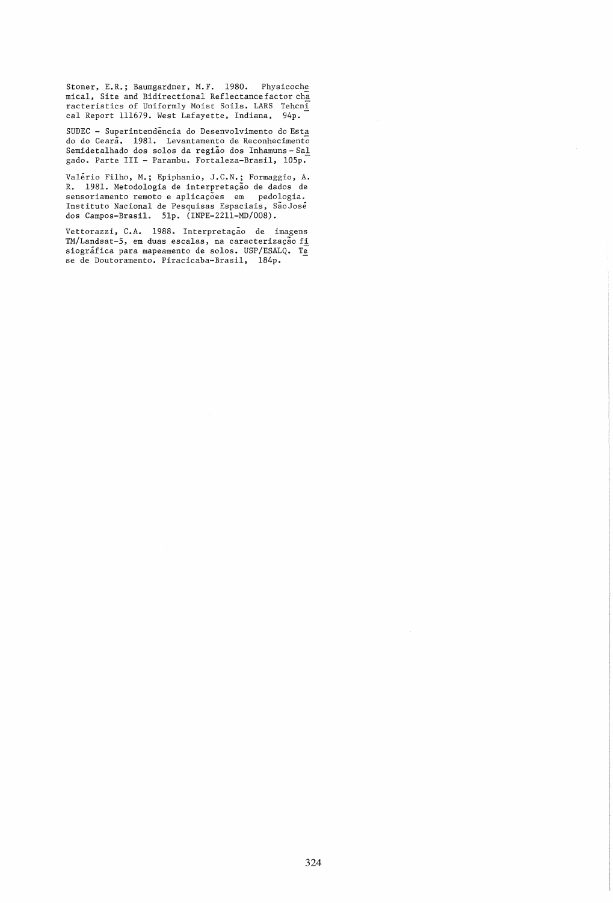Stoner, E.R.; Baumgardner, M.F. 1980. Physicochemical, Site and Bidirectional Reflectance factor characteristics of Uniformly Moist Soils. LARS Tehcnical Report 111679. West Lafayette, Indiana, 94p.

SUDEC - Superintendência do Desenvolvimento do Estado do Ceará. 1981. Levantamento de Reconhecimento Semidetalhado dos solos da região dos Inhamuns - Salgado. Parte III - Parambu. Fortaleza-Brasil, 105p.

Valério Filho, M.; Epiphanio, J.C.N.; Formaggio, A. R. 1981. Metodologia de interpretação de dados de sensoriamento remoto e aplicações em pedologia. Instituto Nacional de Pesquisas Espaciais, São José dos Campos-Brasil. 51p. (INPE-2211-MD/008).

Vettorazzi, C.A. 1988. Interpretação de imagens TM/Landsat-5, em duas escalas, na caracterização fisiográfica para mapeamento de solos. USP/ESALQ. Tese de Doutoramento. Piracicaba-Brasil, 184p.